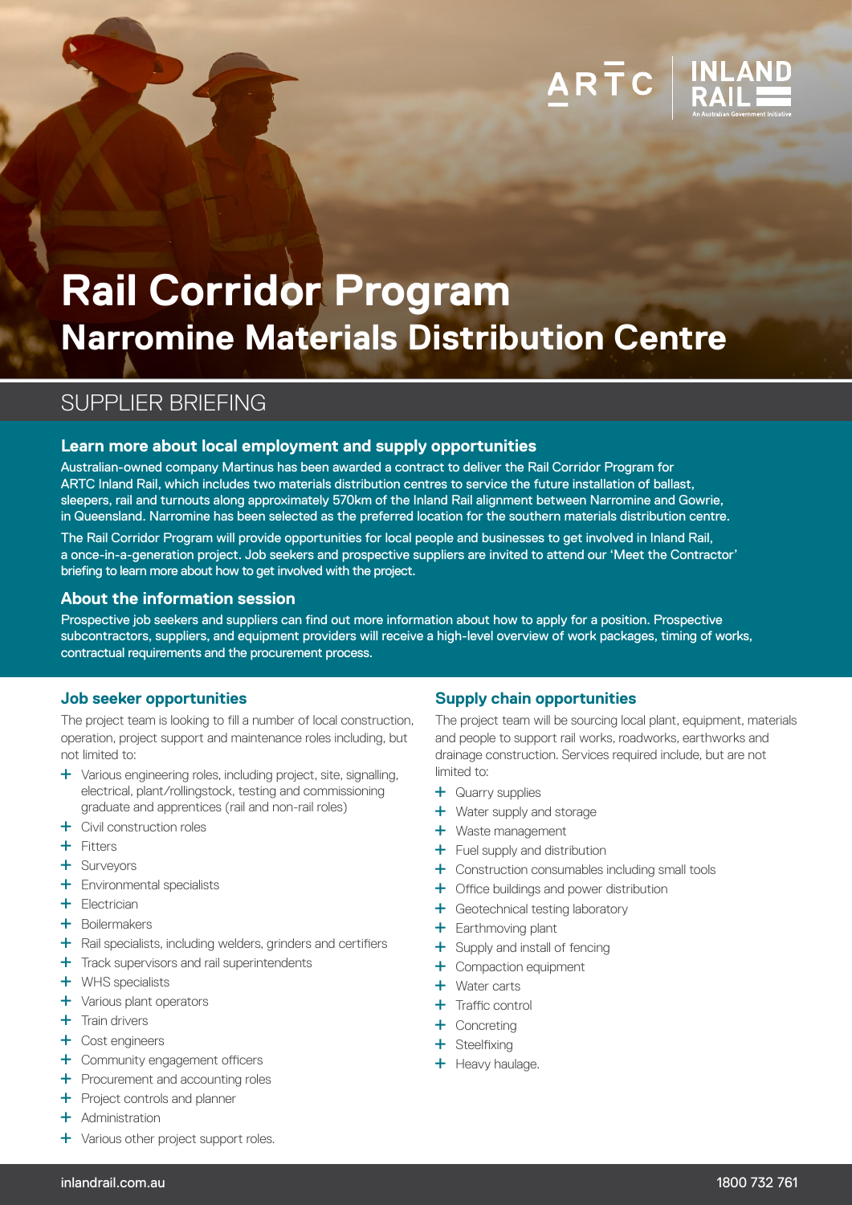# Rail Corridor Program

## Narromine Materials Distribution Centre

SUPPLIER BRIEFING

### Learn more about local employment and supply opportunities

Australian-owned company Martinus has been awarded a contract to deliver the Rail Corridor Program for ARTC Inland Rail, which includes two materials distribution centres to service the future installation of ballast, sleepers, rail and turnouts along approximately 570km of the Inland Rail alignment between Narromine and Gowrie, in Queensland. Narromine has been selected as the preferred location for the southern materials distribution centre.

The Rail Corridor Program will provide opportunities for local people and businesses to get involved in Inland Rail, a once-in-a-generation project. Job seekers and prospective suppliers are invited to attend our 'Meet the Contractor' briefing to learn more about how to get involved with the project.

### About the information session

Prospective job seekers and suppliers can find out more information about how to apply for a position. Prospective subcontractors, suppliers, and equipment providers will receive a high-level overview of work packages, timing of works, contractual requirements and the procurement process.

### Job seeker opportunities

The project team is looking to fill a number of local construction, operation, project support and maintenance roles including, but not limited to:

- Various engineering roles, including project, site, signalling, electrical, plant/rollingstock, testing and commissioning graduate and apprentices (rail and non-rail roles)
- Civil construction roles
- Fitters
- Surveyors
- Environmental specialists
- Electrician
- Boilermakers
- Rail specialists, including welders, grinders and certifiers
- Track supervisors and rail superintendents
- WHS specialists
- Various plant operators
- Train drivers
- Cost engineers
- Community engagement officers
- Procurement and accounting roles
- Project controls and planner
- Administration
- Various other project support roles.

### Supply chain opportunities

The project team will be sourcing local plant, equipment, materials and people to support rail works, roadworks, earthworks and drainage construction. Services required include, but are not limited to:

- Quarry supplies
- Water supply and storage
- Waste management
- Fuel supply and distribution
- Construction consumables including small tools
- Office buildings and power distribution
- Geotechnical testing laboratory
- Earthmoving plant
- Supply and install of fencing
- Compaction equipment
- Water carts
- Traffic control
- Concreting
- Steelfixing
- Heavy haulage.

inlandrail.com.au 1800 732 761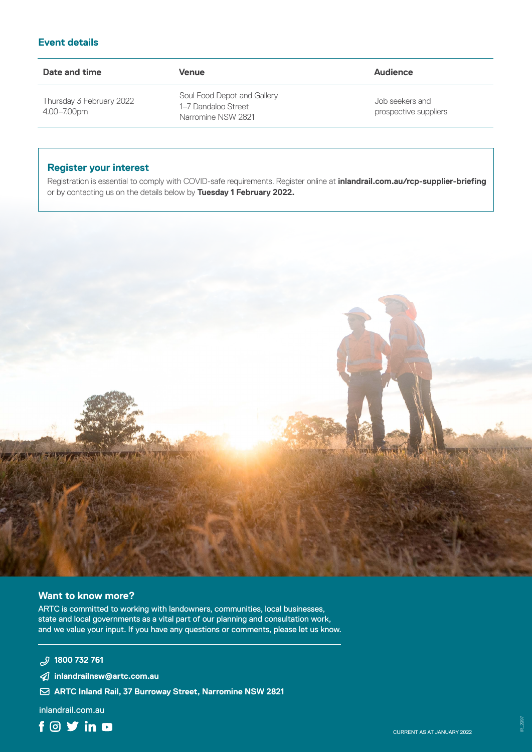## Event details

| Date and time | Venue | Audience |
|---|---|---|
| Thursday 3 February 2022<br>4.00–7.00pm | Soul Food Depot and Gallery<br>1–7 Dandaloo Street<br>Narromine NSW 2821 | Job seekers and prospective suppliers |

### Register your interest

Registration is essential to comply with COVID-safe requirements. Register online at **inlandrail.com.au/rcp-supplier-briefing** or by contacting us on the details below by **Tuesday 1 February 2022.**

### Want to know more?

ARTC is committed to working with landowners, communities, local businesses, state and local governments as a vital part of our planning and consultation work, and we value your input. If you have any questions or comments, please let us know.

**1800 732 761**

**inlandrailnsw@artc.com.au**

**ARTC Inland Rail, 37 Burroway Street, Narromine NSW 2821**

inlandrail.com.au

CURRENT AS AT JANUARY 2022

IR_2997